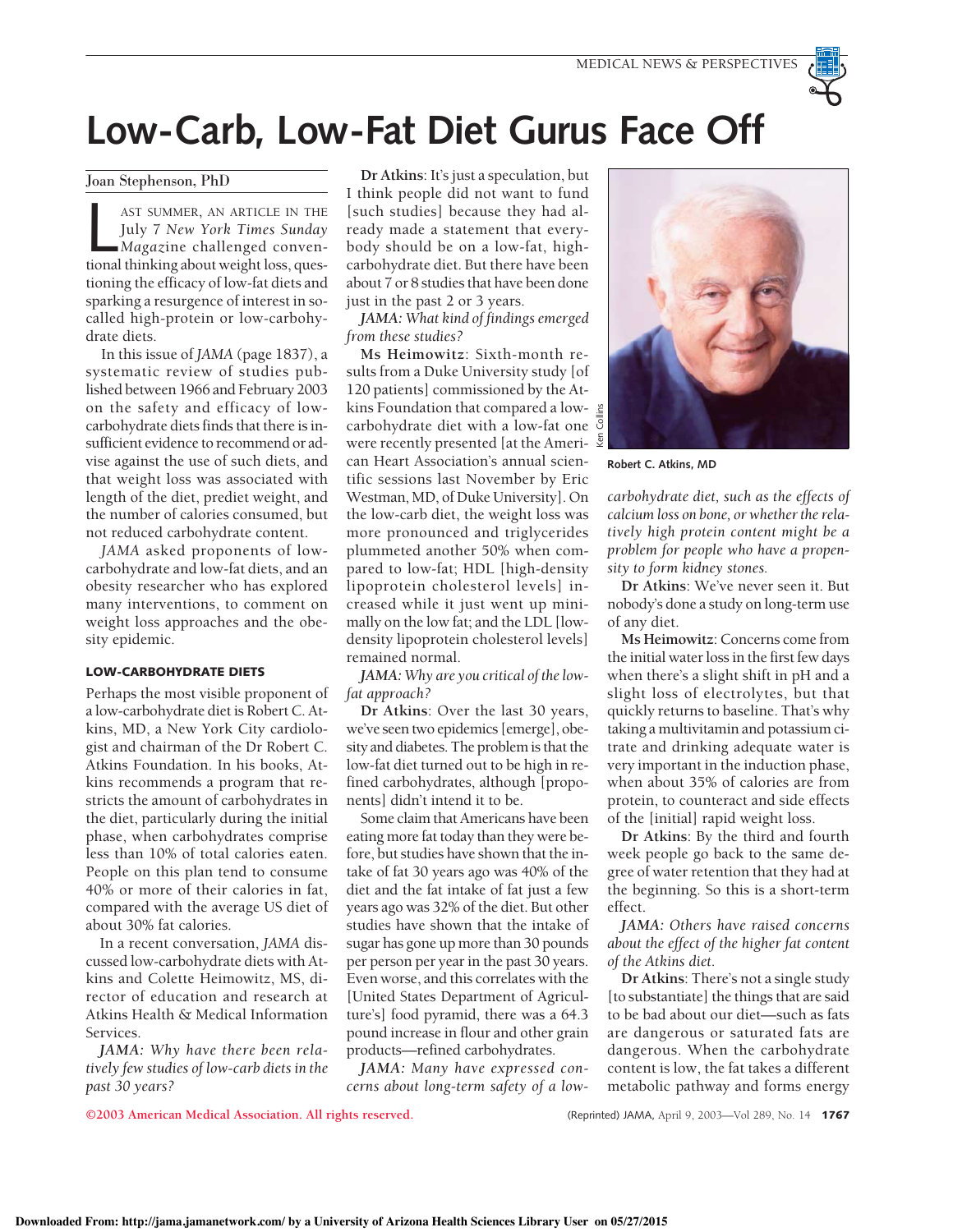# Low-Carb, Low-Fat Diet Gurus Face Off

Joan Stephenson, PhD

LAST SUMMER, AN ARTICLE IN THE July 7 *New York Times Sunday Magazine* challenged conventional thinking about weight loss, questioning the efficacy of low-fat diets and sparking a resurgence of interest in so-called high-protein or low-carbohydrate diets.

In this issue of *JAMA* (page 1837), a systematic review of studies published between 1966 and February 2003 on the safety and efficacy of low-carbohydrate diets finds that there is insufficient evidence to recommend or advise against the use of such diets, and that weight loss was associated with length of the diet, prediet weight, and the number of calories consumed, but not reduced carbohydrate content.

*JAMA* asked proponents of low-carbohydrate and low-fat diets, and an obesity researcher who has explored many interventions, to comment on weight loss approaches and the obesity epidemic.

### LOW-CARBOHYDRATE DIETS

Perhaps the most visible proponent of a low-carbohydrate diet is Robert C. Atkins, MD, a New York City cardiologist and chairman of the Dr Robert C. Atkins Foundation. In his books, Atkins recommends a program that restricts the amount of carbohydrates in the diet, particularly during the initial phase, when carbohydrates comprise less than 10% of total calories eaten. People on this plan tend to consume 40% or more of their calories in fat, compared with the average US diet of about 30% fat calories.

In a recent conversation, *JAMA* discussed low-carbohydrate diets with Atkins and Colette Heimowitz, MS, director of education and research at Atkins Health & Medical Information Services.

*JAMA: Why have there been relatively few studies of low-carb diets in the past 30 years?*

**Dr Atkins**: It's just a speculation, but I think people did not want to fund [such studies] because they had already made a statement that everybody should be on a low-fat, high-carbohydrate diet. But there have been about 7 or 8 studies that have been done just in the past 2 or 3 years.

*JAMA: What kind of findings emerged from these studies?*

**Ms Heimowitz**: Sixth-month results from a Duke University study [of 120 patients] commissioned by the Atkins Foundation that compared a low-carbohydrate diet with a low-fat one were recently presented [at the American Heart Association's annual scientific sessions last November by Eric Westman, MD, of Duke University]. On the low-carb diet, the weight loss was more pronounced and triglycerides plummeted another 50% when compared to low-fat; HDL [high-density lipoprotein cholesterol levels] increased while it just went up minimally on the low fat; and the LDL [low-density lipoprotein cholesterol levels] remained normal.

*JAMA: Why are you critical of the low-fat approach?*

**Dr Atkins**: Over the last 30 years, we've seen two epidemics [emerge], obesity and diabetes. The problem is that the low-fat diet turned out to be high in refined carbohydrates, although [proponents] didn't intend it to be.

Some claim that Americans have been eating more fat today than they were before, but studies have shown that the intake of fat 30 years ago was 40% of the diet and the fat intake of fat just a few years ago was 32% of the diet. But other studies have shown that the intake of sugar has gone up more than 30 pounds per person per year in the past 30 years. Even worse, and this correlates with the [United States Department of Agriculture's] food pyramid, there was a 64.3 pound increase in flour and other grain products—refined carbohydrates.

*JAMA: Many have expressed concerns about long-term safety of a low-carbohydrate diet, such as the effects of calcium loss on bone, or whether the relatively high protein content might be a problem for people who have a propensity to form kidney stones.*

Ken Collins

Robert C. Atkins, MD

**Dr Atkins**: We've never seen it. But nobody's done a study on long-term use of any diet.

**Ms Heimowitz**: Concerns come from the initial water loss in the first few days when there's a slight shift in pH and a slight loss of electrolytes, but that quickly returns to baseline. That's why taking a multivitamin and potassium citrate and drinking adequate water is very important in the induction phase, when about 35% of calories are from protein, to counteract and side effects of the [initial] rapid weight loss.

**Dr Atkins**: By the third and fourth week people go back to the same degree of water retention that they had at the beginning. So this is a short-term effect.

*JAMA: Others have raised concerns about the effect of the higher fat content of the Atkins diet.*

**Dr Atkins**: There's not a single study [to substantiate] the things that are said to be bad about our diet—such as fats are dangerous or saturated fats are dangerous. When the carbohydrate content is low, the fat takes a different metabolic pathway and forms energy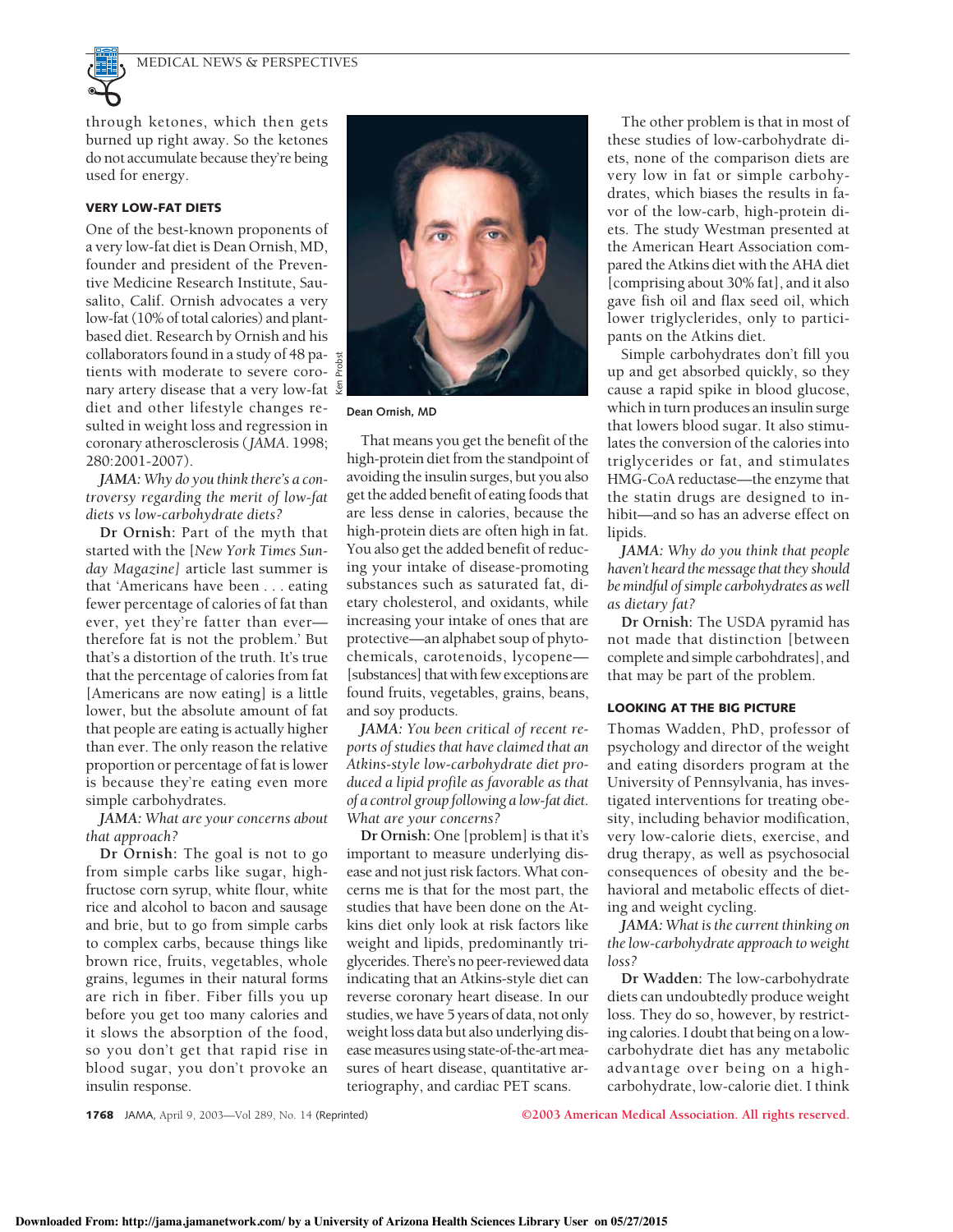through ketones, which then gets burned up right away. So the ketones do not accumulate because they're being used for energy.

### VERY LOW-FAT DIETS

One of the best-known proponents of a very low-fat diet is Dean Ornish, MD, founder and president of the Preventive Medicine Research Institute, Sausalito, Calif. Ornish advocates a very low-fat (10% of total calories) and plant-based diet. Research by Ornish and his collaborators found in a study of 48 patients with moderate to severe coronary artery disease that a very low-fat diet and other lifestyle changes resulted in weight loss and regression in coronary atherosclerosis (*JAMA*. 1998; 280:2001-2007).

*JAMA: Why do you think there's a controversy regarding the merit of low-fat diets vs low-carbohydrate diets?*

**Dr Ornish:** Part of the myth that started with the [*New York Times Sunday Magazine*] article last summer is that 'Americans have been . . . eating fewer percentage of calories of fat than ever, yet they're fatter than ever—therefore fat is not the problem.' But that's a distortion of the truth. It's true that the percentage of calories from fat [Americans are now eating] is a little lower, but the absolute amount of fat that people are eating is actually higher than ever. The only reason the relative proportion or percentage of fat is lower is because they're eating even more simple carbohydrates.

*JAMA: What are your concerns about that approach?*

**Dr Ornish:** The goal is not to go from simple carbs like sugar, high-fructose corn syrup, white flour, white rice and alcohol to bacon and sausage and brie, but to go from simple carbs to complex carbs, because things like brown rice, fruits, vegetables, whole grains, legumes in their natural forms are rich in fiber. Fiber fills you up before you get too many calories and it slows the absorption of the food, so you don't get that rapid rise in blood sugar, you don't provoke an insulin response.

Ken Probst

Dean Ornish, MD

That means you get the benefit of the high-protein diet from the standpoint of avoiding the insulin surges, but you also get the added benefit of eating foods that are less dense in calories, because the high-protein diets are often high in fat. You also get the added benefit of reducing your intake of disease-promoting substances such as saturated fat, dietary cholesterol, and oxidants, while increasing your intake of ones that are protective—an alphabet soup of phytochemicals, carotenoids, lycopene—[substances] that with few exceptions are found fruits, vegetables, grains, beans, and soy products.

*JAMA: You been critical of recent reports of studies that have claimed that an Atkins-style low-carbohydrate diet produced a lipid profile as favorable as that of a control group following a low-fat diet. What are your concerns?*

**Dr Ornish:** One [problem] is that it's important to measure underlying disease and not just risk factors. What concerns me is that for the most part, the studies that have been done on the Atkins diet only look at risk factors like weight and lipids, predominantly triglycerides. There's no peer-reviewed data indicating that an Atkins-style diet can reverse coronary heart disease. In our studies, we have 5 years of data, not only weight loss data but also underlying disease measures using state-of-the-art measures of heart disease, quantitative arteriography, and cardiac PET scans.

The other problem is that in most of these studies of low-carbohydrate diets, none of the comparison diets are very low in fat or simple carbohydrates, which biases the results in favor of the low-carb, high-protein diets. The study Westman presented at the American Heart Association compared the Atkins diet with the AHA diet [comprising about 30% fat], and it also gave fish oil and flax seed oil, which lower triglycerides, only to participants on the Atkins diet.

Simple carbohydrates don't fill you up and get absorbed quickly, so they cause a rapid spike in blood glucose, which in turn produces an insulin surge that lowers blood sugar. It also stimulates the conversion of the calories into triglycerides or fat, and stimulates HMG-CoA reductase—the enzyme that the statin drugs are designed to inhibit—and so has an adverse effect on lipids.

*JAMA: Why do you think that people haven't heard the message that they should be mindful of simple carbohydrates as well as dietary fat?*

**Dr Ornish:** The USDA pyramid has not made that distinction [between complete and simple carbohdrates], and that may be part of the problem.

### LOOKING AT THE BIG PICTURE

Thomas Wadden, PhD, professor of psychology and director of the weight and eating disorders program at the University of Pennsylvania, has investigated interventions for treating obesity, including behavior modification, very low-calorie diets, exercise, and drug therapy, as well as psychosocial consequences of obesity and the behavioral and metabolic effects of dieting and weight cycling.

*JAMA: What is the current thinking on the low-carbohydrate approach to weight loss?*

**Dr Wadden:** The low-carbohydrate diets can undoubtedly produce weight loss. They do so, however, by restricting calories. I doubt that being on a low-carbohydrate diet has any metabolic advantage over being on a high-carbohydrate, low-calorie diet. I think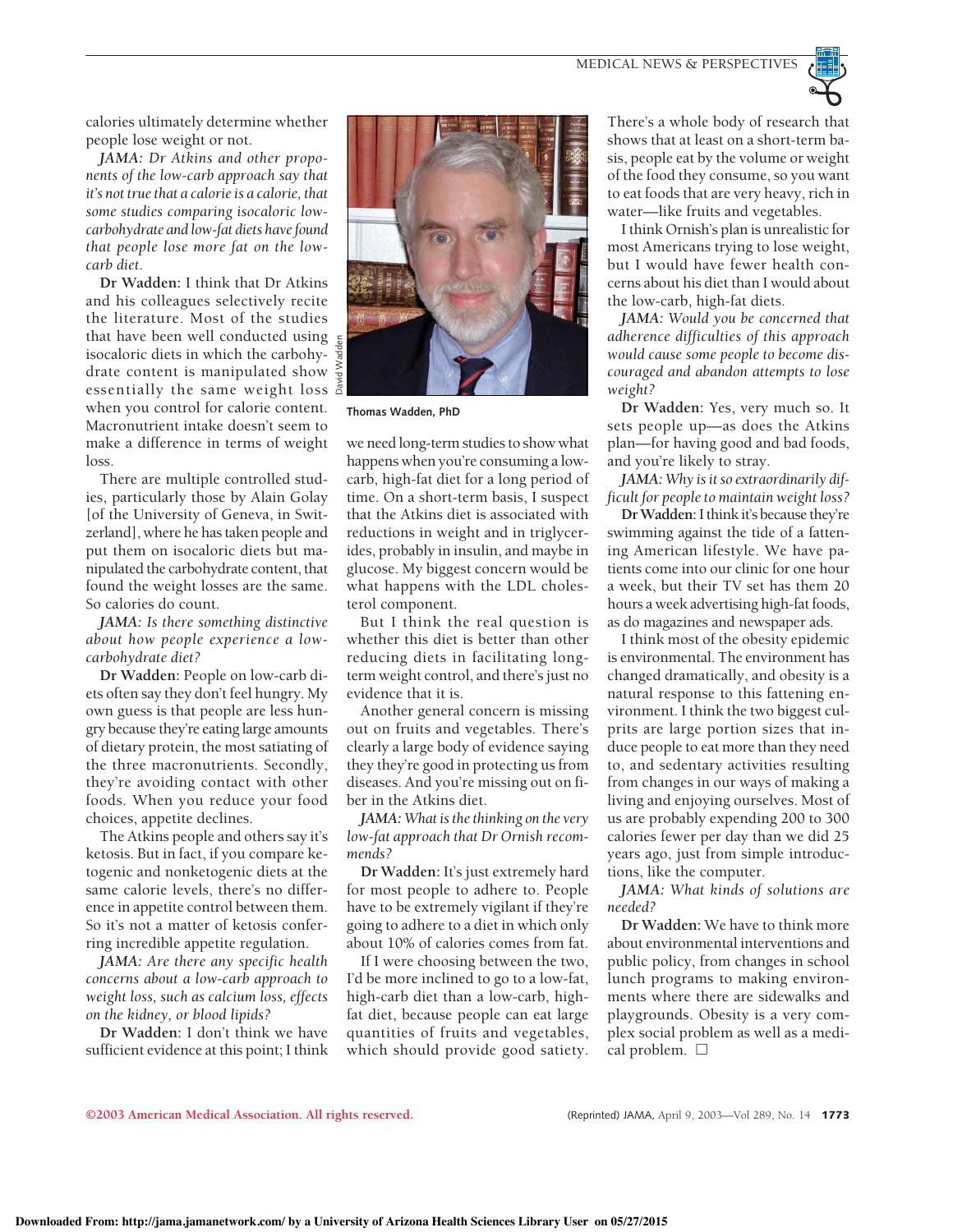calories ultimately determine whether people lose weight or not.

*JAMA: Dr Atkins and other proponents of the low-carb approach say that it's not true that a calorie is a calorie, that some studies comparing isocaloric low-carbohydrate and low-fat diets have found that people lose more fat on the low-carb diet.*

**Dr Wadden:** I think that Dr Atkins and his colleagues selectively recite the literature. Most of the studies that have been well conducted using isocaloric diets in which the carbohydrate content is manipulated show essentially the same weight loss when you control for calorie content. Macronutrient intake doesn't seem to make a difference in terms of weight loss.

There are multiple controlled studies, particularly those by Alain Golay [of the University of Geneva, in Switzerland], where he has taken people and put them on isocaloric diets but manipulated the carbohydrate content, that found the weight losses are the same. So calories do count.

*JAMA: Is there something distinctive about how people experience a low-carbohydrate diet?*

**Dr Wadden:** People on low-carb diets often say they don't feel hungry. My own guess is that people are less hungry because they're eating large amounts of dietary protein, the most satiating of the three macronutrients. Secondly, they're avoiding contact with other foods. When you reduce your food choices, appetite declines.

The Atkins people and others say it's ketosis. But in fact, if you compare ketogenic and nonketogenic diets at the same calorie levels, there's no difference in appetite control between them. So it's not a matter of ketosis conferring incredible appetite regulation.

*JAMA: Are there any specific health concerns about a low-carb approach to weight loss, such as calcium loss, effects on the kidney, or blood lipids?*

**Dr Wadden:** I don't think we have sufficient evidence at this point; I think we need long-term studies to show what happens when you're consuming a low-carb, high-fat diet for a long period of time. On a short-term basis, I suspect that the Atkins diet is associated with reductions in weight and in triglycerides, probably in insulin, and maybe in glucose. My biggest concern would be what happens with the LDL cholesterol component.

Thomas Wadden, PhD

But I think the real question is whether this diet is better than other reducing diets in facilitating long-term weight control, and there's just no evidence that it is.

Another general concern is missing out on fruits and vegetables. There's clearly a large body of evidence saying they they're good in protecting us from diseases. And you're missing out on fiber in the Atkins diet.

*JAMA: What is the thinking on the very low-fat approach that Dr Ornish recommends?*

**Dr Wadden:** It's just extremely hard for most people to adhere to. People have to be extremely vigilant if they're going to adhere to a diet in which only about 10% of calories comes from fat.

If I were choosing between the two, I'd be more inclined to go to a low-fat, high-carb diet than a low-carb, high-fat diet, because people can eat large quantities of fruits and vegetables, which should provide good satiety. There's a whole body of research that shows that at least on a short-term basis, people eat by the volume or weight of the food they consume, so you want to eat foods that are very heavy, rich in water—like fruits and vegetables.

I think Ornish's plan is unrealistic for most Americans trying to lose weight, but I would have fewer health concerns about his diet than I would about the low-carb, high-fat diets.

*JAMA: Would you be concerned that adherence difficulties of this approach would cause some people to become discouraged and abandon attempts to lose weight?*

**Dr Wadden:** Yes, very much so. It sets people up—as does the Atkins plan—for having good and bad foods, and you're likely to stray.

*JAMA: Why is it so extraordinarily difficult for people to maintain weight loss?*

**Dr Wadden:** I think it's because they're swimming against the tide of a fattening American lifestyle. We have patients come into our clinic for one hour a week, but their TV set has them 20 hours a week advertising high-fat foods, as do magazines and newspaper ads.

I think most of the obesity epidemic is environmental. The environment has changed dramatically, and obesity is a natural response to this fattening environment. I think the two biggest culprits are large portion sizes that induce people to eat more than they need to, and sedentary activities resulting from changes in our ways of making a living and enjoying ourselves. Most of us are probably expending 200 to 300 calories fewer per day than we did 25 years ago, just from simple introductions, like the computer.

*JAMA: What kinds of solutions are needed?*

**Dr Wadden:** We have to think more about environmental interventions and public policy, from changes in school lunch programs to making environments where there are sidewalks and playgrounds. Obesity is a very complex social problem as well as a medical problem. □